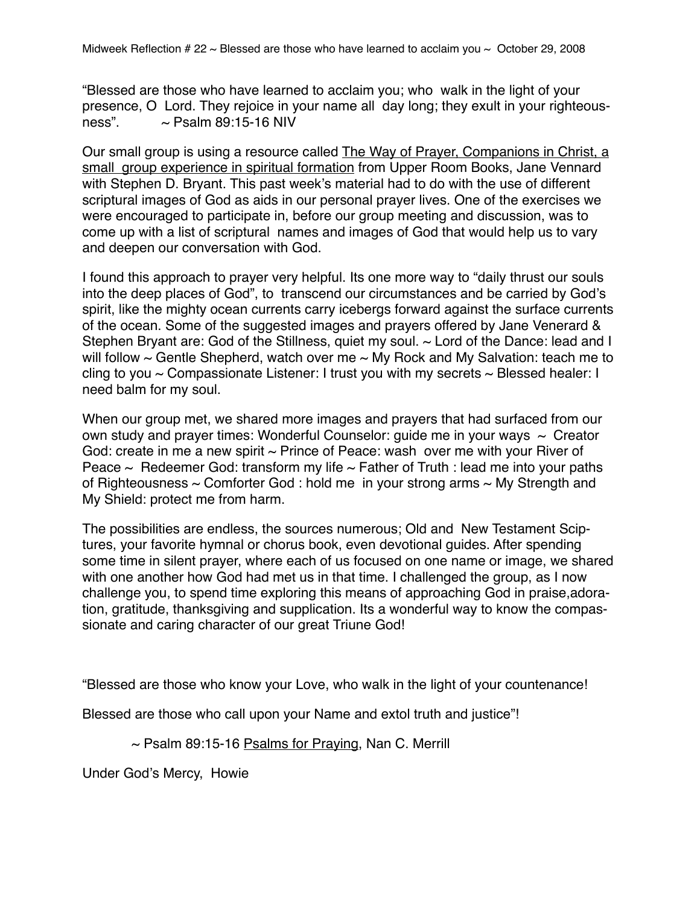# Midweek Reflection # 22 ~ Blessed are those who have learned to acclaim you ~ October 29, 2008

"Blessed are those who have learned to acclaim you; who walk in the light of your presence, O Lord. They rejoice in your name all day long; they exult in your righteousness". ~ Psalm 89:15-16 NIV

Our small group is using a resource called The Way of Prayer, Companions in Christ, a small group experience in spiritual formation from Upper Room Books, Jane Vennard with Stephen D. Bryant. This past week's material had to do with the use of different scriptural images of God as aids in our personal prayer lives. One of the exercises we were encouraged to participate in, before our group meeting and discussion, was to come up with a list of scriptural names and images of God that would help us to vary and deepen our conversation with God.

I found this approach to prayer very helpful. Its one more way to "daily thrust our souls into the deep places of God", to transcend our circumstances and be carried by God's spirit, like the mighty ocean currents carry icebergs forward against the surface currents of the ocean. Some of the suggested images and prayers offered by Jane Venerard & Stephen Bryant are: God of the Stillness, quiet my soul. ~ Lord of the Dance: lead and I will follow ~ Gentle Shepherd, watch over me ~ My Rock and My Salvation: teach me to cling to you ~ Compassionate Listener: I trust you with my secrets ~ Blessed healer: I need balm for my soul.

When our group met, we shared more images and prayers that had surfaced from our own study and prayer times: Wonderful Counselor: guide me in your ways ~ Creator God: create in me a new spirit ~ Prince of Peace: wash over me with your River of Peace ~ Redeemer God: transform my life ~ Father of Truth : lead me into your paths of Righteousness ~ Comforter God : hold me in your strong arms ~ My Strength and My Shield: protect me from harm.

The possibilities are endless, the sources numerous; Old and New Testament Sciptures, your favorite hymnal or chorus book, even devotional guides. After spending some time in silent prayer, where each of us focused on one name or image, we shared with one another how God had met us in that time. I challenged the group, as I now challenge you, to spend time exploring this means of approaching God in praise,adoration, gratitude, thanksgiving and supplication. Its a wonderful way to know the compassionate and caring character of our great Triune God!

"Blessed are those who know your Love, who walk in the light of your countenance!

Blessed are those who call upon your Name and extol truth and justice"!

~ Psalm 89:15-16 Psalms for Praying, Nan C. Merrill

Under God's Mercy, Howie